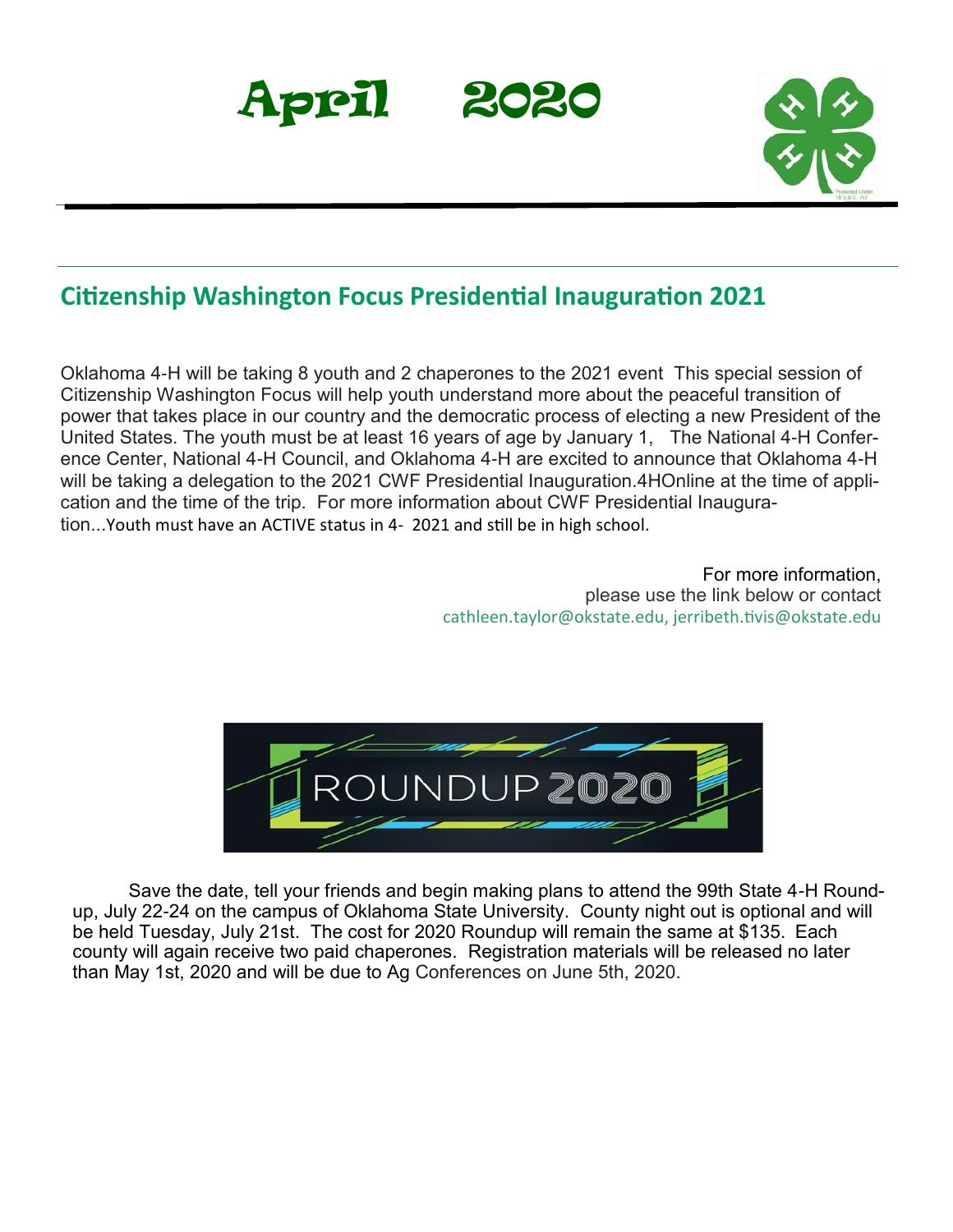# April 2020

## Citizenship Washington Focus Presidential Inauguration 2021

Oklahoma 4-H will be taking 8 youth and 2 chaperones to the 2021 event This special session of Citizenship Washington Focus will help youth understand more about the peaceful transition of power that takes place in our country and the democratic process of electing a new President of the United States. The youth must be at least 16 years of age by January 1, The National 4-H Conference Center, National 4-H Council, and Oklahoma 4-H are excited to announce that Oklahoma 4-H will be taking a delegation to the 2021 CWF Presidential Inauguration.4HOnline at the time of application and the time of the trip. For more information about CWF Presidential Inauguration...Youth must have an ACTIVE status in 4- 2021 and still be in high school.

For more information,
please use the link below or contact
cathleen.taylor@okstate.edu, jerribeth.tivis@okstate.edu

ROUNDUP 2020

Save the date, tell your friends and begin making plans to attend the 99th State 4-H Roundup, July 22-24 on the campus of Oklahoma State University. County night out is optional and will be held Tuesday, July 21st. The cost for 2020 Roundup will remain the same at $135. Each county will again receive two paid chaperones. Registration materials will be released no later than May 1st, 2020 and will be due to Ag Conferences on June 5th, 2020.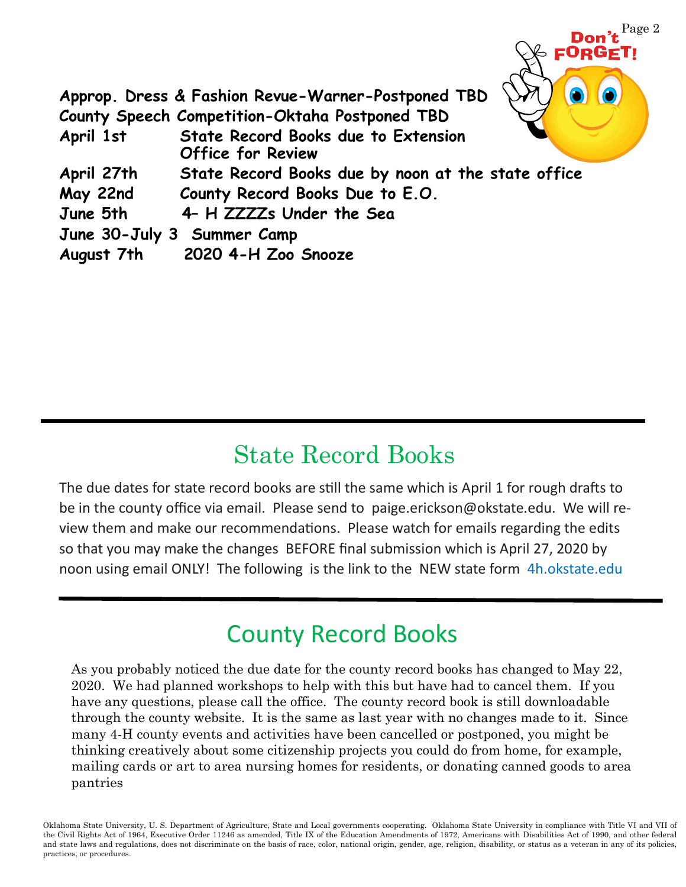**Approp. Dress & Fashion Revue-Warner-Postponed TBD**

**County Speech Competition-Oktaha Postponed TBD**

| | |
|---|---|
| **April 1st** | **State Record Books due to Extension Office for Review** |
| **April 27th** | **State Record Books due by noon at the state office** |
| **May 22nd** | **County Record Books Due to E.O.** |
| **June 5th** | **4- H ZZZZs Under the Sea** |
| **June 30-July 3** | **Summer Camp** |
| **August 7th** | **2020 4-H Zoo Snooze** |

## State Record Books

The due dates for state record books are still the same which is April 1 for rough drafts to be in the county office via email. Please send to paige.erickson@okstate.edu. We will review them and make our recommendations. Please watch for emails regarding the edits so that you may make the changes BEFORE final submission which is April 27, 2020 by noon using email ONLY! The following is the link to the NEW state form 4h.okstate.edu

## County Record Books

As you probably noticed the due date for the county record books has changed to May 22, 2020. We had planned workshops to help with this but have had to cancel them. If you have any questions, please call the office. The county record book is still downloadable through the county website. It is the same as last year with no changes made to it. Since many 4-H county events and activities have been cancelled or postponed, you might be thinking creatively about some citizenship projects you could do from home, for example, mailing cards or art to area nursing homes for residents, or donating canned goods to area pantries

Oklahoma State University, U. S. Department of Agriculture, State and Local governments cooperating. Oklahoma State University in compliance with Title VI and VII of the Civil Rights Act of 1964, Executive Order 11246 as amended, Title IX of the Education Amendments of 1972, Americans with Disabilities Act of 1990, and other federal and state laws and regulations, does not discriminate on the basis of race, color, national origin, gender, age, religion, disability, or status as a veteran in any of its policies, practices, or procedures.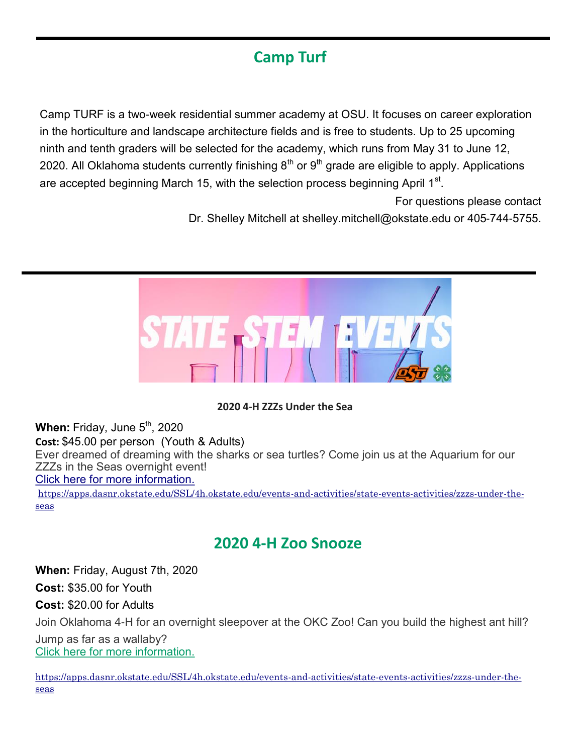## Camp Turf

Camp TURF is a two-week residential summer academy at OSU. It focuses on career exploration in the horticulture and landscape architecture fields and is free to students. Up to 25 upcoming ninth and tenth graders will be selected for the academy, which runs from May 31 to June 12, 2020. All Oklahoma students currently finishing 8th or 9th grade are eligible to apply. Applications are accepted beginning March 15, with the selection process beginning April 1st.

For questions please contact Dr. Shelley Mitchell at shelley.mitchell@okstate.edu or 405-744-5755.

STATE STEM EVENTS

**2020 4-H ZZZs Under the Sea**

**When:** Friday, June 5th, 2020
**Cost:** $45.00 per person (Youth & Adults)
Ever dreamed of dreaming with the sharks or sea turtles? Come join us at the Aquarium for our ZZZs in the Seas overnight event!
Click here for more information.
https://apps.dasnr.okstate.edu/SSL/4h.okstate.edu/events-and-activities/state-events-activities/zzzs-under-the-seas

## 2020 4-H Zoo Snooze

**When:** Friday, August 7th, 2020

**Cost:** $35.00 for Youth

**Cost:** $20.00 for Adults

Join Oklahoma 4-H for an overnight sleepover at the OKC Zoo! Can you build the highest ant hill? Jump as far as a wallaby?
Click here for more information.

https://apps.dasnr.okstate.edu/SSL/4h.okstate.edu/events-and-activities/state-events-activities/zzzs-under-the-seas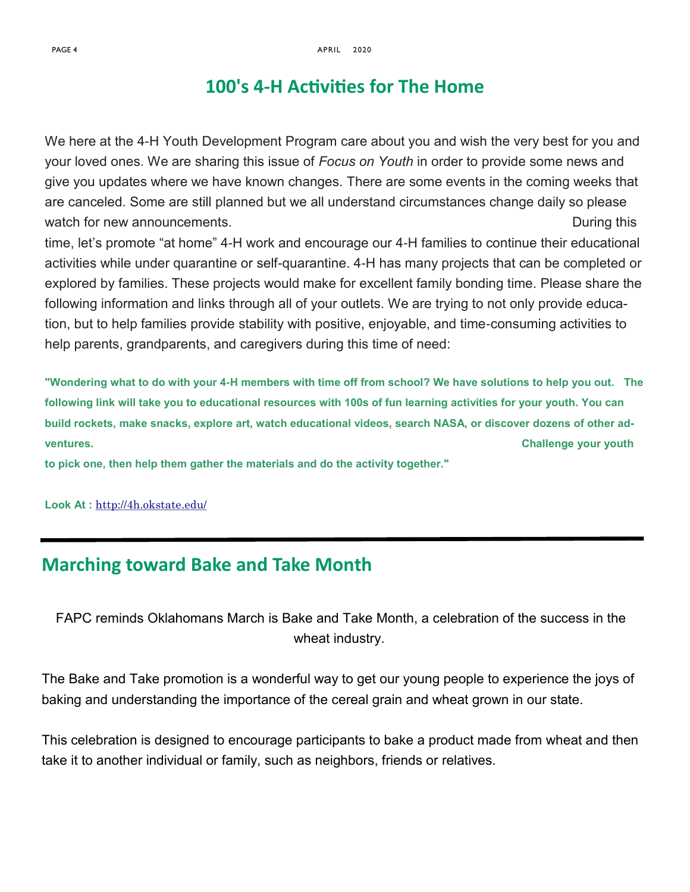# 100's 4-H Activities for The Home

We here at the 4-H Youth Development Program care about you and wish the very best for you and your loved ones. We are sharing this issue of *Focus on Youth* in order to provide some news and give you updates where we have known changes. There are some events in the coming weeks that are canceled. Some are still planned but we all understand circumstances change daily so please watch for new announcements. During this time, let's promote "at home" 4-H work and encourage our 4-H families to continue their educational activities while under quarantine or self-quarantine. 4-H has many projects that can be completed or explored by families. These projects would make for excellent family bonding time. Please share the following information and links through all of your outlets. We are trying to not only provide education, but to help families provide stability with positive, enjoyable, and time-consuming activities to help parents, grandparents, and caregivers during this time of need:

**"Wondering what to do with your 4-H members with time off from school? We have solutions to help you out. The following link will take you to educational resources with 100s of fun learning activities for your youth. You can build rockets, make snacks, explore art, watch educational videos, search NASA, or discover dozens of other adventures. Challenge your youth to pick one, then help them gather the materials and do the activity together."**

**Look At :** http://4h.okstate.edu/

---

## Marching toward Bake and Take Month

FAPC reminds Oklahomans March is Bake and Take Month, a celebration of the success in the wheat industry.

The Bake and Take promotion is a wonderful way to get our young people to experience the joys of baking and understanding the importance of the cereal grain and wheat grown in our state.

This celebration is designed to encourage participants to bake a product made from wheat and then take it to another individual or family, such as neighbors, friends or relatives.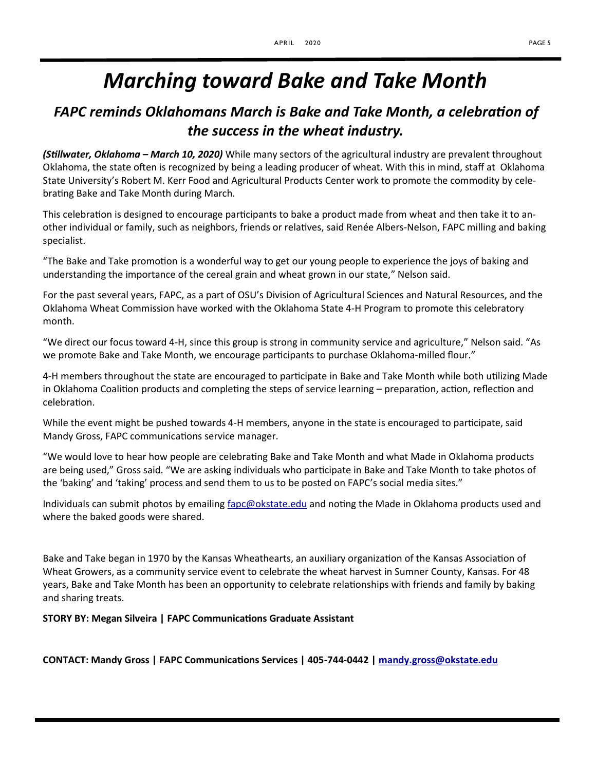# Marching toward Bake and Take Month

## *FAPC reminds Oklahomans March is Bake and Take Month, a celebration of the success in the wheat industry.*

***(Stillwater, Oklahoma – March 10, 2020)*** While many sectors of the agricultural industry are prevalent throughout Oklahoma, the state often is recognized by being a leading producer of wheat. With this in mind, staff at Oklahoma State University's Robert M. Kerr Food and Agricultural Products Center work to promote the commodity by celebrating Bake and Take Month during March.

This celebration is designed to encourage participants to bake a product made from wheat and then take it to another individual or family, such as neighbors, friends or relatives, said Renée Albers-Nelson, FAPC milling and baking specialist.

"The Bake and Take promotion is a wonderful way to get our young people to experience the joys of baking and understanding the importance of the cereal grain and wheat grown in our state," Nelson said.

For the past several years, FAPC, as a part of OSU's Division of Agricultural Sciences and Natural Resources, and the Oklahoma Wheat Commission have worked with the Oklahoma State 4-H Program to promote this celebratory month.

"We direct our focus toward 4-H, since this group is strong in community service and agriculture," Nelson said. "As we promote Bake and Take Month, we encourage participants to purchase Oklahoma-milled flour."

4-H members throughout the state are encouraged to participate in Bake and Take Month while both utilizing Made in Oklahoma Coalition products and completing the steps of service learning – preparation, action, reflection and celebration.

While the event might be pushed towards 4-H members, anyone in the state is encouraged to participate, said Mandy Gross, FAPC communications service manager.

"We would love to hear how people are celebrating Bake and Take Month and what Made in Oklahoma products are being used," Gross said. "We are asking individuals who participate in Bake and Take Month to take photos of the 'baking' and 'taking' process and send them to us to be posted on FAPC's social media sites."

Individuals can submit photos by emailing fapc@okstate.edu and noting the Made in Oklahoma products used and where the baked goods were shared.

Bake and Take began in 1970 by the Kansas Wheathearts, an auxiliary organization of the Kansas Association of Wheat Growers, as a community service event to celebrate the wheat harvest in Sumner County, Kansas. For 48 years, Bake and Take Month has been an opportunity to celebrate relationships with friends and family by baking and sharing treats.

**STORY BY: Megan Silveira | FAPC Communications Graduate Assistant**

**CONTACT: Mandy Gross | FAPC Communications Services | 405-744-0442 | mandy.gross@okstate.edu**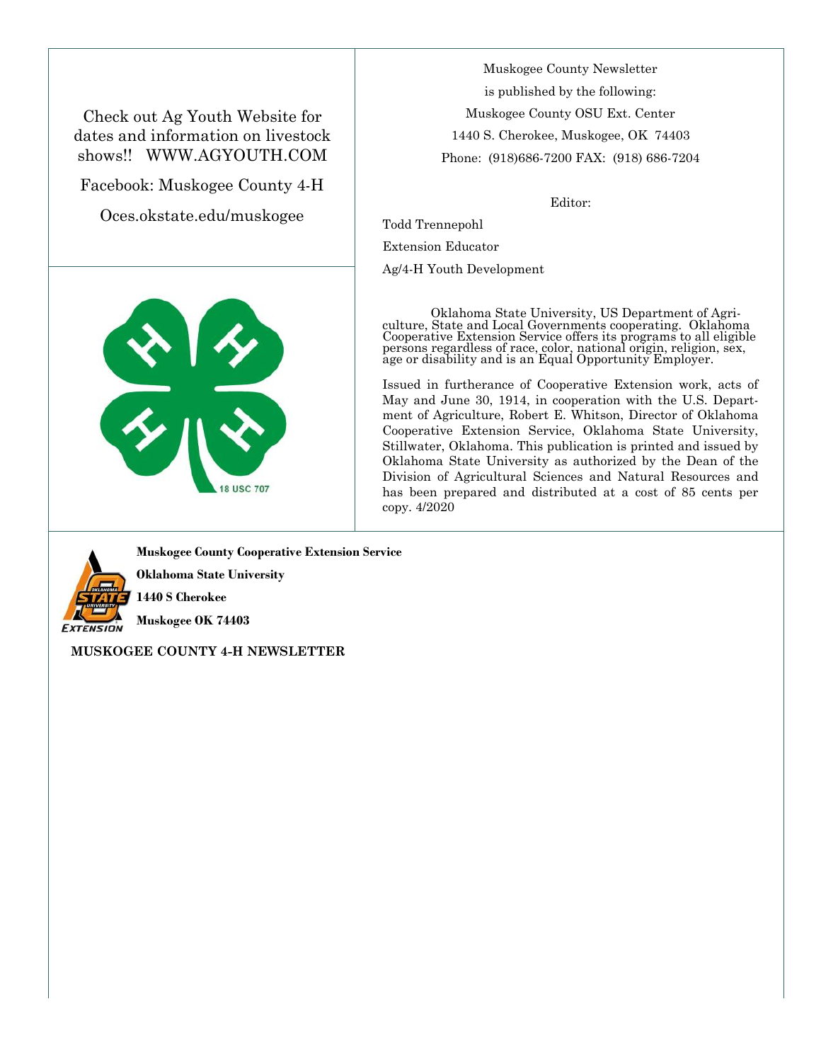Check out Ag Youth Website for dates and information on livestock shows!! WWW.AGYOUTH.COM

Facebook: Muskogee County 4-H

Oces.okstate.edu/muskogee

18 USC 707

Muskogee County Newsletter
is published by the following:
Muskogee County OSU Ext. Center
1440 S. Cherokee, Muskogee, OK 74403
Phone: (918)686-7200 FAX: (918) 686-7204

Editor:

Todd Trennepohl

Extension Educator

Ag/4-H Youth Development

Oklahoma State University, US Department of Agriculture, State and Local Governments cooperating. Oklahoma Cooperative Extension Service offers its programs to all eligible persons regardless of race, color, national origin, religion, sex, age or disability and is an Equal Opportunity Employer.

Issued in furtherance of Cooperative Extension work, acts of May and June 30, 1914, in cooperation with the U.S. Department of Agriculture, Robert E. Whitson, Director of Oklahoma Cooperative Extension Service, Oklahoma State University, Stillwater, Oklahoma. This publication is printed and issued by Oklahoma State University as authorized by the Dean of the Division of Agricultural Sciences and Natural Resources and has been prepared and distributed at a cost of 85 cents per copy. 4/2020

**Muskogee County Cooperative Extension Service**

**Oklahoma State University**

**1440 S Cherokee**

**Muskogee OK 74403**

**MUSKOGEE COUNTY 4-H NEWSLETTER**